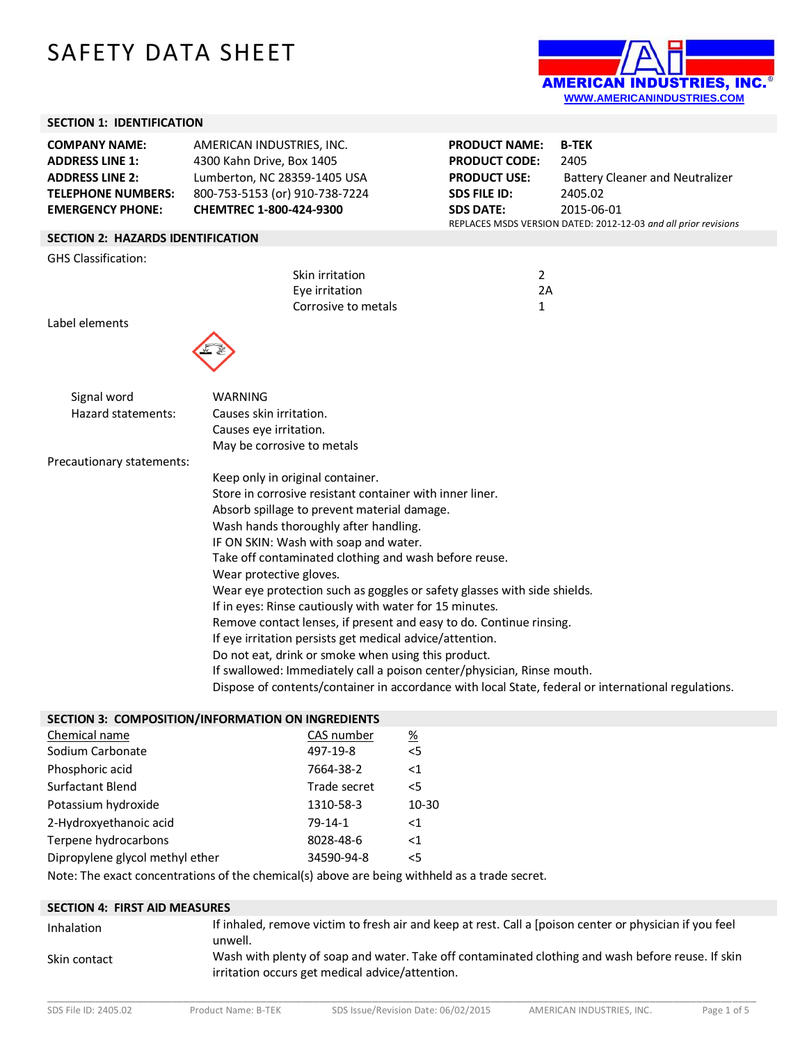# SAFETY DATA SHEET

AMERICAN INDUSTRIES, INC.®
WWW.AMERICANINDUSTRIES.COM

## SECTION 1: IDENTIFICATION

| | | | |
|---|---|---|---|
| **COMPANY NAME:** | AMERICAN INDUSTRIES, INC. | **PRODUCT NAME:** | **B-TEK** |
| **ADDRESS LINE 1:** | 4300 Kahn Drive, Box 1405 | **PRODUCT CODE:** | 2405 |
| **ADDRESS LINE 2:** | Lumberton, NC 28359-1405 USA | **PRODUCT USE:** | Battery Cleaner and Neutralizer |
| **TELEPHONE NUMBERS:** | 800-753-5153 (or) 910-738-7224 | **SDS FILE ID:** | 2405.02 |
| **EMERGENCY PHONE:** | **CHEMTREC 1-800-424-9300** | **SDS DATE:** | 2015-06-01 |

REPLACES MSDS VERSION DATED: 2012-12-03 *and all prior revisions*

## SECTION 2: HAZARDS IDENTIFICATION

GHS Classification:

| | |
|---|---|
| Skin irritation | 2 |
| Eye irritation | 2A |
| Corrosive to metals | 1 |

Label elements

Signal word: WARNING

Hazard statements:
- Causes skin irritation.
- Causes eye irritation.
- May be corrosive to metals

Precautionary statements:
- Keep only in original container.
- Store in corrosive resistant container with inner liner.
- Absorb spillage to prevent material damage.
- Wash hands thoroughly after handling.
- IF ON SKIN: Wash with soap and water.
- Take off contaminated clothing and wash before reuse.
- Wear protective gloves.
- Wear eye protection such as goggles or safety glasses with side shields.
- If in eyes: Rinse cautiously with water for 15 minutes.
- Remove contact lenses, if present and easy to do. Continue rinsing.
- If eye irritation persists get medical advice/attention.
- Do not eat, drink or smoke when using this product.
- If swallowed: Immediately call a poison center/physician, Rinse mouth.
- Dispose of contents/container in accordance with local State, federal or international regulations.

## SECTION 3: COMPOSITION/INFORMATION ON INGREDIENTS

| Chemical name | CAS number | % |
|---|---|---|
| Sodium Carbonate | 497-19-8 | <5 |
| Phosphoric acid | 7664-38-2 | <1 |
| Surfactant Blend | Trade secret | <5 |
| Potassium hydroxide | 1310-58-3 | 10-30 |
| 2-Hydroxyethanoic acid | 79-14-1 | <1 |
| Terpene hydrocarbons | 8028-48-6 | <1 |
| Dipropylene glycol methyl ether | 34590-94-8 | <5 |

Note: The exact concentrations of the chemical(s) above are being withheld as a trade secret.

## SECTION 4: FIRST AID MEASURES

**Inhalation**: If inhaled, remove victim to fresh air and keep at rest. Call a [poison center or physician if you feel unwell.

**Skin contact**: Wash with plenty of soap and water. Take off contaminated clothing and wash before reuse. If skin irritation occurs get medical advice/attention.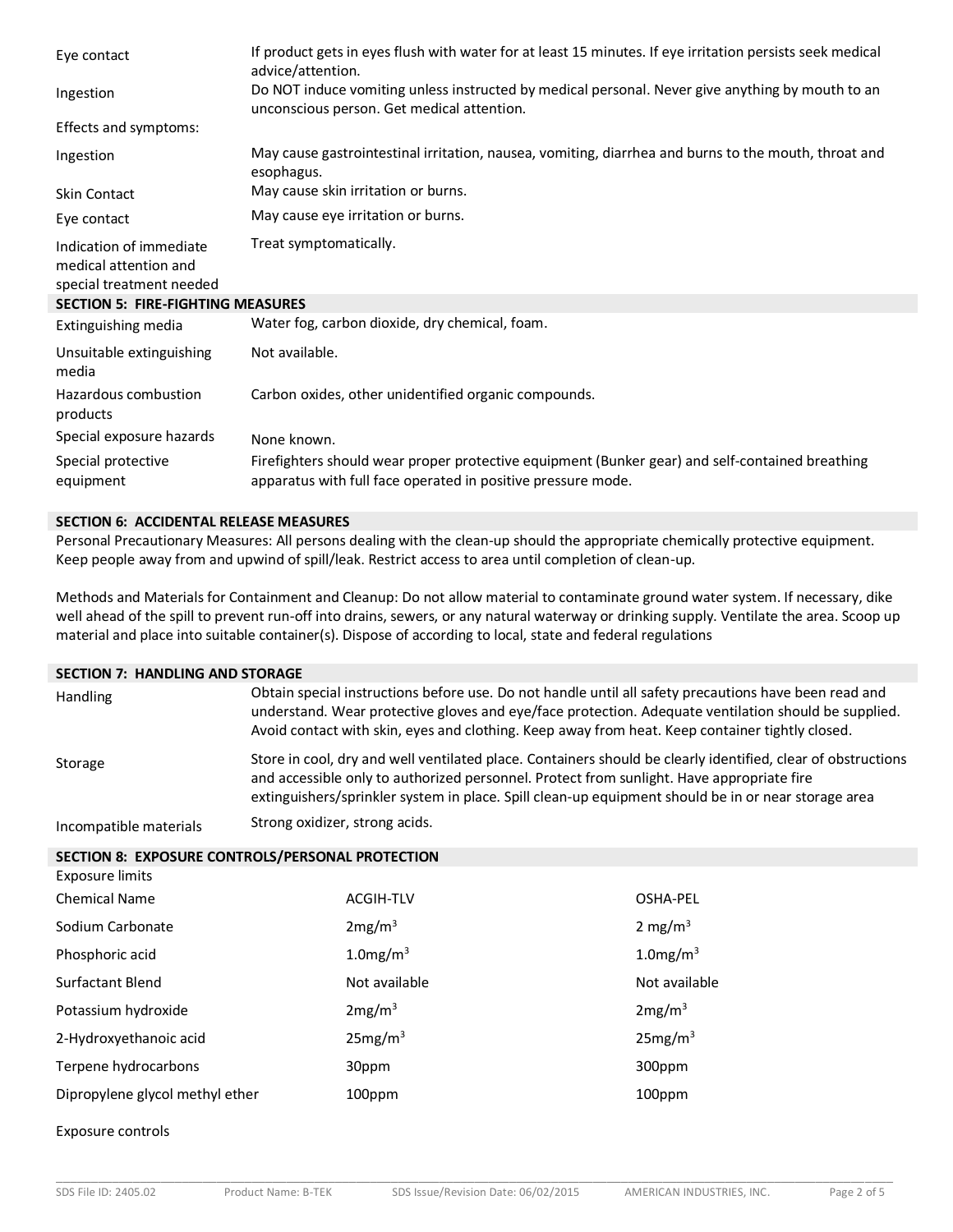| | |
|---|---|
| Eye contact | If product gets in eyes flush with water for at least 15 minutes. If eye irritation persists seek medical advice/attention. |
| Ingestion | Do NOT induce vomiting unless instructed by medical personal. Never give anything by mouth to an unconscious person. Get medical attention. |

Effects and symptoms:

| | |
|---|---|
| Ingestion | May cause gastrointestinal irritation, nausea, vomiting, diarrhea and burns to the mouth, throat and esophagus. |
| Skin Contact | May cause skin irritation or burns. |
| Eye contact | May cause eye irritation or burns. |
| Indication of immediate medical attention and special treatment needed | Treat symptomatically. |

## SECTION 5: FIRE-FIGHTING MEASURES

| | |
|---|---|
| Extinguishing media | Water fog, carbon dioxide, dry chemical, foam. |
| Unsuitable extinguishing media | Not available. |
| Hazardous combustion products | Carbon oxides, other unidentified organic compounds. |
| Special exposure hazards | None known. |
| Special protective equipment | Firefighters should wear proper protective equipment (Bunker gear) and self-contained breathing apparatus with full face operated in positive pressure mode. |

## SECTION 6: ACCIDENTAL RELEASE MEASURES

Personal Precautionary Measures: All persons dealing with the clean-up should the appropriate chemically protective equipment. Keep people away from and upwind of spill/leak. Restrict access to area until completion of clean-up.

Methods and Materials for Containment and Cleanup: Do not allow material to contaminate ground water system. If necessary, dike well ahead of the spill to prevent run-off into drains, sewers, or any natural waterway or drinking supply. Ventilate the area. Scoop up material and place into suitable container(s). Dispose of according to local, state and federal regulations

## SECTION 7: HANDLING AND STORAGE

| | |
|---|---|
| Handling | Obtain special instructions before use. Do not handle until all safety precautions have been read and understand. Wear protective gloves and eye/face protection. Adequate ventilation should be supplied. Avoid contact with skin, eyes and clothing. Keep away from heat. Keep container tightly closed. |
| Storage | Store in cool, dry and well ventilated place. Containers should be clearly identified, clear of obstructions and accessible only to authorized personnel. Protect from sunlight. Have appropriate fire extinguishers/sprinkler system in place. Spill clean-up equipment should be in or near storage area |
| Incompatible materials | Strong oxidizer, strong acids. |

## SECTION 8: EXPOSURE CONTROLS/PERSONAL PROTECTION

Exposure limits

| Chemical Name | ACGIH-TLV | OSHA-PEL |
|---|---|---|
| Sodium Carbonate | 2mg/m$^3$ | 2 mg/m$^3$ |
| Phosphoric acid | 1.0mg/m$^3$ | 1.0mg/m$^3$ |
| Surfactant Blend | Not available | Not available |
| Potassium hydroxide | 2mg/m$^3$ | 2mg/m$^3$ |
| 2-Hydroxyethanoic acid | 25mg/m$^3$ | 25mg/m$^3$ |
| Terpene hydrocarbons | 30ppm | 300ppm |
| Dipropylene glycol methyl ether | 100ppm | 100ppm |

Exposure controls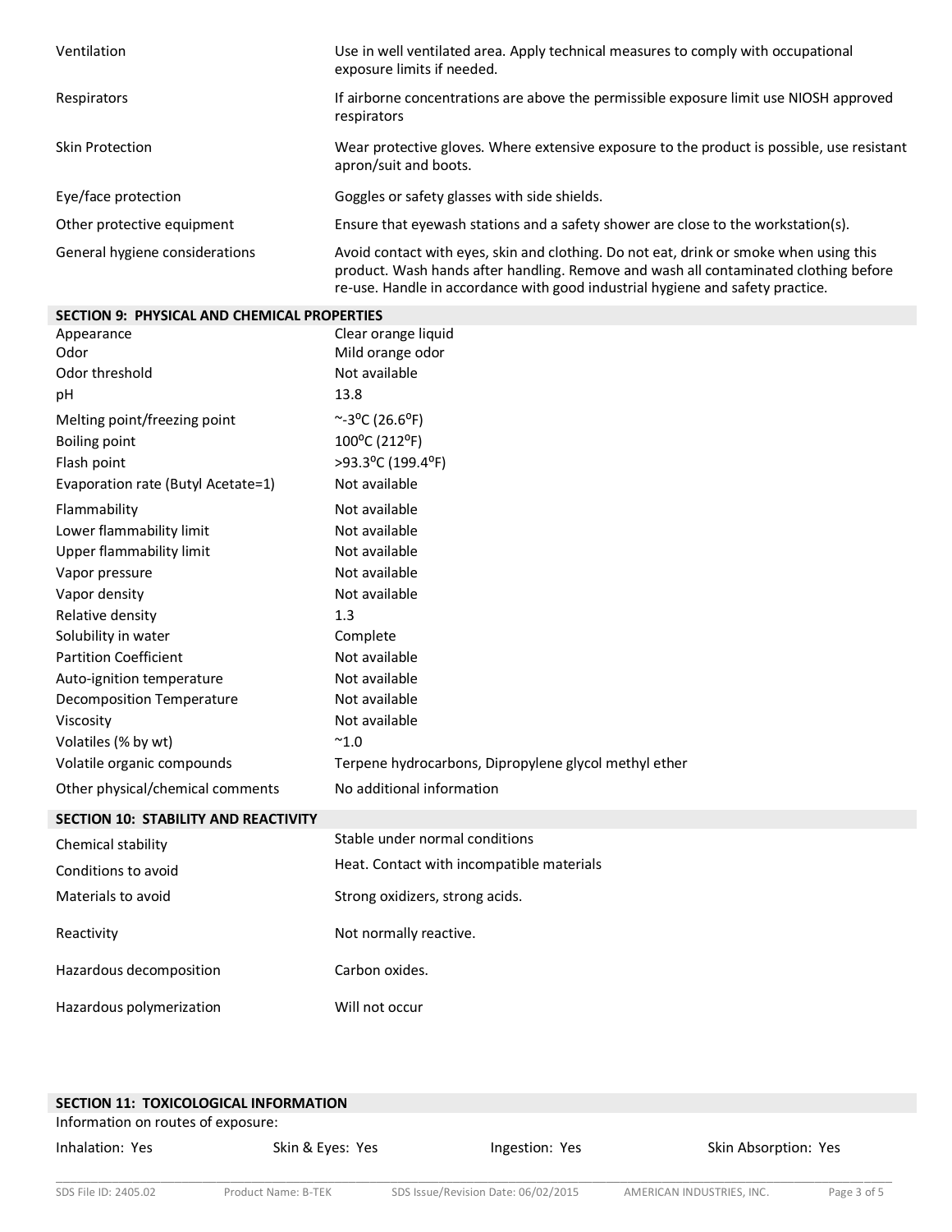| | |
|---|---|
| Ventilation | Use in well ventilated area. Apply technical measures to comply with occupational exposure limits if needed. |
| Respirators | If airborne concentrations are above the permissible exposure limit use NIOSH approved respirators |
| Skin Protection | Wear protective gloves. Where extensive exposure to the product is possible, use resistant apron/suit and boots. |
| Eye/face protection | Goggles or safety glasses with side shields. |
| Other protective equipment | Ensure that eyewash stations and a safety shower are close to the workstation(s). |
| General hygiene considerations | Avoid contact with eyes, skin and clothing. Do not eat, drink or smoke when using this product. Wash hands after handling. Remove and wash all contaminated clothing before re-use. Handle in accordance with good industrial hygiene and safety practice. |

## SECTION 9: PHYSICAL AND CHEMICAL PROPERTIES

| | |
|---|---|
| Appearance | Clear orange liquid |
| Odor | Mild orange odor |
| Odor threshold | Not available |
| pH | 13.8 |
| Melting point/freezing point | ~-3°C (26.6°F) |
| Boiling point | 100°C (212°F) |
| Flash point | >93.3°C (199.4°F) |
| Evaporation rate (Butyl Acetate=1) | Not available |
| Flammability | Not available |
| Lower flammability limit | Not available |
| Upper flammability limit | Not available |
| Vapor pressure | Not available |
| Vapor density | Not available |
| Relative density | 1.3 |
| Solubility in water | Complete |
| Partition Coefficient | Not available |
| Auto-ignition temperature | Not available |
| Decomposition Temperature | Not available |
| Viscosity | Not available |
| Volatiles (% by wt) | ~1.0 |
| Volatile organic compounds | Terpene hydrocarbons, Dipropylene glycol methyl ether |
| Other physical/chemical comments | No additional information |

## SECTION 10: STABILITY AND REACTIVITY

| | |
|---|---|
| Chemical stability | Stable under normal conditions |
| Conditions to avoid | Heat. Contact with incompatible materials |
| Materials to avoid | Strong oxidizers, strong acids. |
| Reactivity | Not normally reactive. |
| Hazardous decomposition | Carbon oxides. |
| Hazardous polymerization | Will not occur |

## SECTION 11: TOXICOLOGICAL INFORMATION

Information on routes of exposure:

Inhalation: Yes | Skin & Eyes: Yes | Ingestion: Yes | Skin Absorption: Yes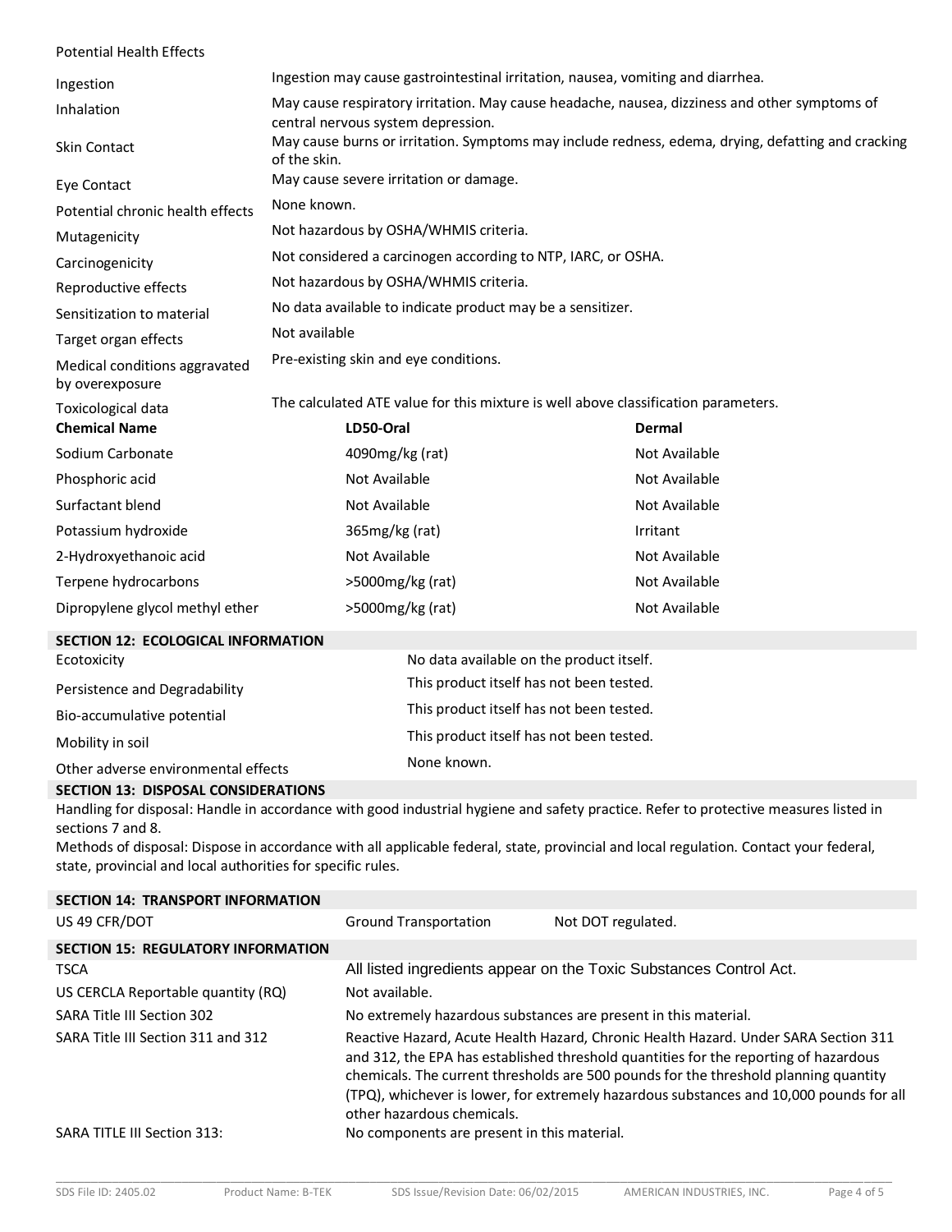Potential Health Effects

| | |
|---|---|
| Ingestion | Ingestion may cause gastrointestinal irritation, nausea, vomiting and diarrhea. |
| Inhalation | May cause respiratory irritation. May cause headache, nausea, dizziness and other symptoms of central nervous system depression. |
| Skin Contact | May cause burns or irritation. Symptoms may include redness, edema, drying, defatting and cracking of the skin. |
| Eye Contact | May cause severe irritation or damage. |
| Potential chronic health effects | None known. |
| Mutagenicity | Not hazardous by OSHA/WHMIS criteria. |
| Carcinogenicity | Not considered a carcinogen according to NTP, IARC, or OSHA. |
| Reproductive effects | Not hazardous by OSHA/WHMIS criteria. |
| Sensitization to material | No data available to indicate product may be a sensitizer. |
| Target organ effects | Not available |
| Medical conditions aggravated by overexposure | Pre-existing skin and eye conditions. |
| Toxicological data | The calculated ATE value for this mixture is well above classification parameters. |

| Chemical Name | LD50-Oral | Dermal |
|---|---|---|
| Sodium Carbonate | 4090mg/kg (rat) | Not Available |
| Phosphoric acid | Not Available | Not Available |
| Surfactant blend | Not Available | Not Available |
| Potassium hydroxide | 365mg/kg (rat) | Irritant |
| 2-Hydroxyethanoic acid | Not Available | Not Available |
| Terpene hydrocarbons | >5000mg/kg (rat) | Not Available |
| Dipropylene glycol methyl ether | >5000mg/kg (rat) | Not Available |

## SECTION 12: ECOLOGICAL INFORMATION

| | |
|---|---|
| Ecotoxicity | No data available on the product itself. |
| Persistence and Degradability | This product itself has not been tested. |
| Bio-accumulative potential | This product itself has not been tested. |
| Mobility in soil | This product itself has not been tested. |
| Other adverse environmental effects | None known. |

## SECTION 13: DISPOSAL CONSIDERATIONS

Handling for disposal: Handle in accordance with good industrial hygiene and safety practice. Refer to protective measures listed in sections 7 and 8.

Methods of disposal: Dispose in accordance with all applicable federal, state, provincial and local regulation. Contact your federal, state, provincial and local authorities for specific rules.

## SECTION 14: TRANSPORT INFORMATION

| | | |
|---|---|---|
| US 49 CFR/DOT | Ground Transportation | Not DOT regulated. |

## SECTION 15: REGULATORY INFORMATION

| | |
|---|---|
| TSCA | All listed ingredients appear on the Toxic Substances Control Act. |
| US CERCLA Reportable quantity (RQ) | Not available. |
| SARA Title III Section 302 | No extremely hazardous substances are present in this material. |
| SARA Title III Section 311 and 312 | Reactive Hazard, Acute Health Hazard, Chronic Health Hazard. Under SARA Section 311 and 312, the EPA has established threshold quantities for the reporting of hazardous chemicals. The current thresholds are 500 pounds for the threshold planning quantity (TPQ), whichever is lower, for extremely hazardous substances and 10,000 pounds for all other hazardous chemicals. |
| SARA TITLE III Section 313: | No components are present in this material. |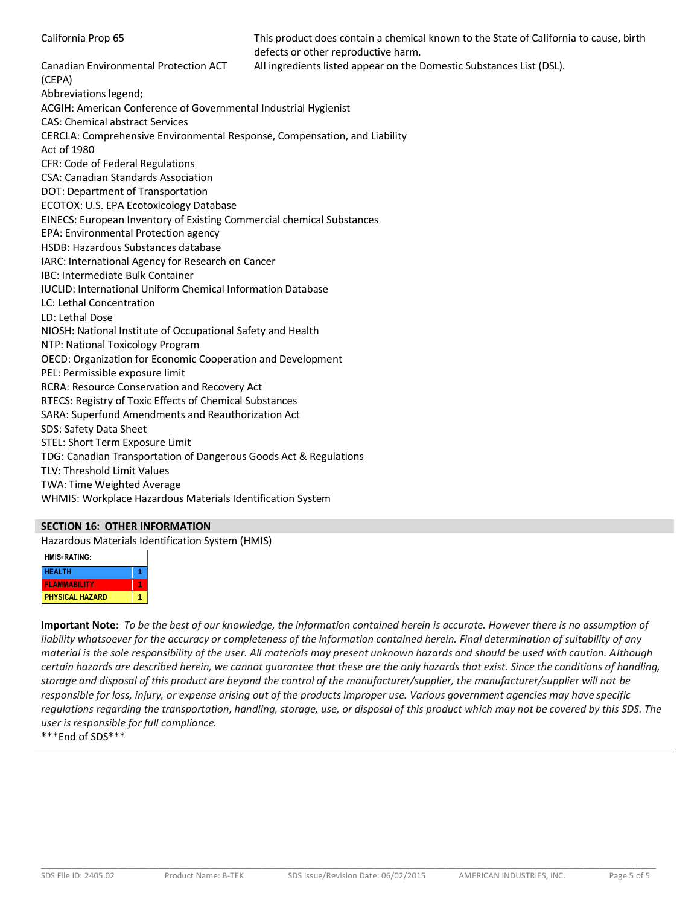| | |
|---|---|
| California Prop 65 | This product does contain a chemical known to the State of California to cause, birth defects or other reproductive harm. |
| Canadian Environmental Protection ACT (CEPA) | All ingredients listed appear on the Domestic Substances List (DSL). |

Abbreviations legend;

ACGIH: American Conference of Governmental Industrial Hygienist
CAS: Chemical abstract Services
CERCLA: Comprehensive Environmental Response, Compensation, and Liability Act of 1980
CFR: Code of Federal Regulations
CSA: Canadian Standards Association
DOT: Department of Transportation
ECOTOX: U.S. EPA Ecotoxicology Database
EINECS: European Inventory of Existing Commercial chemical Substances
EPA: Environmental Protection agency
HSDB: Hazardous Substances database
IARC: International Agency for Research on Cancer
IBC: Intermediate Bulk Container
IUCLID: International Uniform Chemical Information Database
LC: Lethal Concentration
LD: Lethal Dose
NIOSH: National Institute of Occupational Safety and Health
NTP: National Toxicology Program
OECD: Organization for Economic Cooperation and Development
PEL: Permissible exposure limit
RCRA: Resource Conservation and Recovery Act
RTECS: Registry of Toxic Effects of Chemical Substances
SARA: Superfund Amendments and Reauthorization Act
SDS: Safety Data Sheet
STEL: Short Term Exposure Limit
TDG: Canadian Transportation of Dangerous Goods Act & Regulations
TLV: Threshold Limit Values
TWA: Time Weighted Average
WHMIS: Workplace Hazardous Materials Identification System

## SECTION 16: OTHER INFORMATION

Hazardous Materials Identification System (HMIS)

| HMIS® RATING: | |
|---|---|
| HEALTH | 1 |
| FLAMMABILITY | 1 |
| PHYSICAL HAZARD | 1 |

**Important Note:** *To be the best of our knowledge, the information contained herein is accurate. However there is no assumption of liability whatsoever for the accuracy or completeness of the information contained herein. Final determination of suitability of any material is the sole responsibility of the user. All materials may present unknown hazards and should be used with caution. Although certain hazards are described herein, we cannot guarantee that these are the only hazards that exist. Since the conditions of handling, storage and disposal of this product are beyond the control of the manufacturer/supplier, the manufacturer/supplier will not be responsible for loss, injury, or expense arising out of the products improper use. Various government agencies may have specific regulations regarding the transportation, handling, storage, use, or disposal of this product which may not be covered by this SDS. The user is responsible for full compliance.*

***End of SDS***